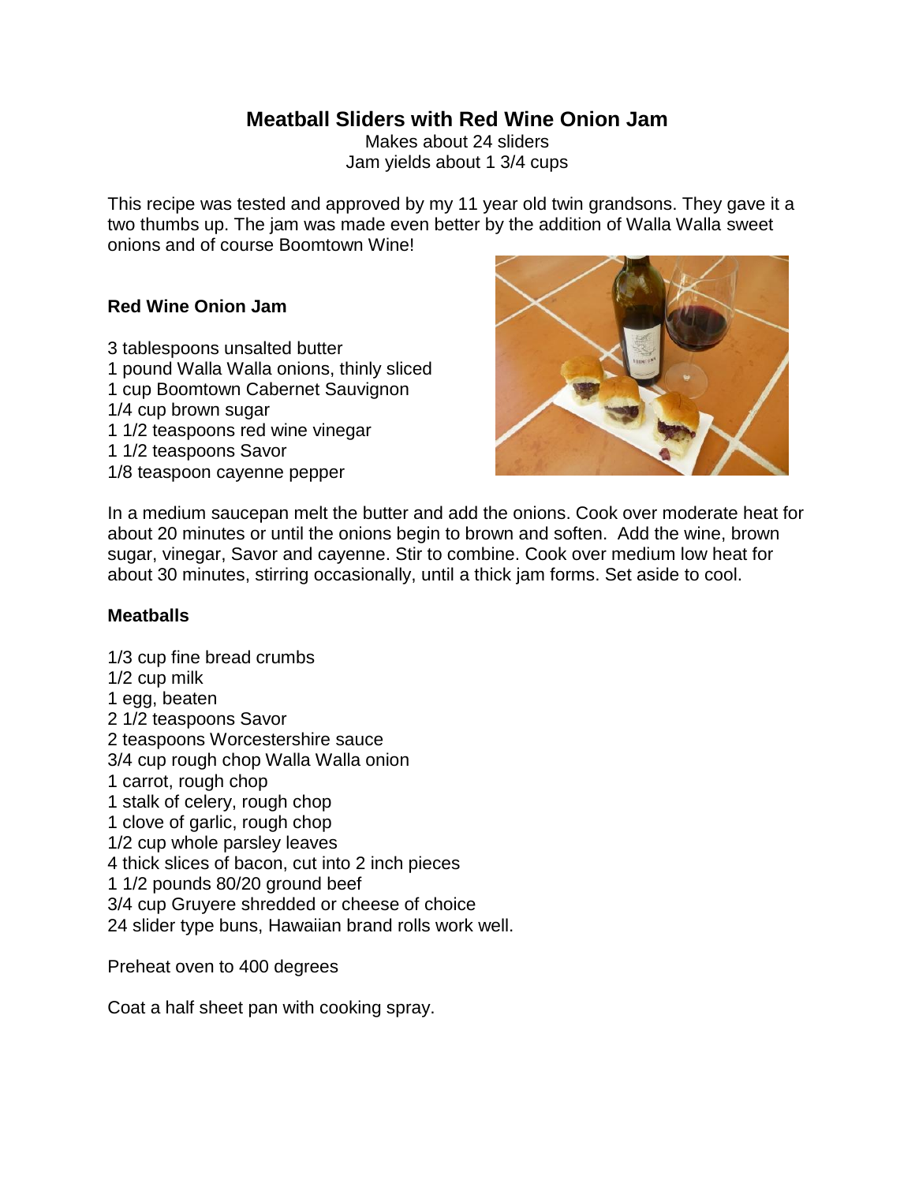# Meatball Sliders with Red Wine Onion Jam

Makes about 24 sliders
Jam yields about 1 3/4 cups

This recipe was tested and approved by my 11 year old twin grandsons. They gave it a two thumbs up. The jam was made even better by the addition of Walla Walla sweet onions and of course Boomtown Wine!

## Red Wine Onion Jam

3 tablespoons unsalted butter
1 pound Walla Walla onions, thinly sliced
1 cup Boomtown Cabernet Sauvignon
1/4 cup brown sugar
1 1/2 teaspoons red wine vinegar
1 1/2 teaspoons Savor
1/8 teaspoon cayenne pepper

In a medium saucepan melt the butter and add the onions. Cook over moderate heat for about 20 minutes or until the onions begin to brown and soften. Add the wine, brown sugar, vinegar, Savor and cayenne. Stir to combine. Cook over medium low heat for about 30 minutes, stirring occasionally, until a thick jam forms. Set aside to cool.

## Meatballs

1/3 cup fine bread crumbs
1/2 cup milk
1 egg, beaten
2 1/2 teaspoons Savor
2 teaspoons Worcestershire sauce
3/4 cup rough chop Walla Walla onion
1 carrot, rough chop
1 stalk of celery, rough chop
1 clove of garlic, rough chop
1/2 cup whole parsley leaves
4 thick slices of bacon, cut into 2 inch pieces
1 1/2 pounds 80/20 ground beef
3/4 cup Gruyere shredded or cheese of choice
24 slider type buns, Hawaiian brand rolls work well.

Preheat oven to 400 degrees

Coat a half sheet pan with cooking spray.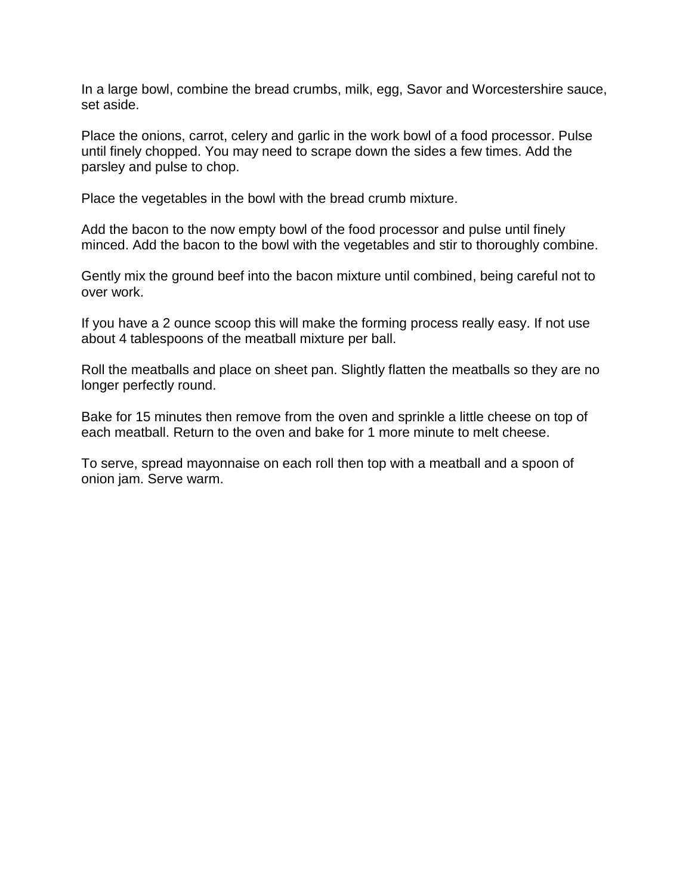In a large bowl, combine the bread crumbs, milk, egg, Savor and Worcestershire sauce, set aside.

Place the onions, carrot, celery and garlic in the work bowl of a food processor. Pulse until finely chopped. You may need to scrape down the sides a few times. Add the parsley and pulse to chop.

Place the vegetables in the bowl with the bread crumb mixture.

Add the bacon to the now empty bowl of the food processor and pulse until finely minced. Add the bacon to the bowl with the vegetables and stir to thoroughly combine.

Gently mix the ground beef into the bacon mixture until combined, being careful not to over work.

If you have a 2 ounce scoop this will make the forming process really easy. If not use about 4 tablespoons of the meatball mixture per ball.

Roll the meatballs and place on sheet pan. Slightly flatten the meatballs so they are no longer perfectly round.

Bake for 15 minutes then remove from the oven and sprinkle a little cheese on top of each meatball. Return to the oven and bake for 1 more minute to melt cheese.

To serve, spread mayonnaise on each roll then top with a meatball and a spoon of onion jam. Serve warm.